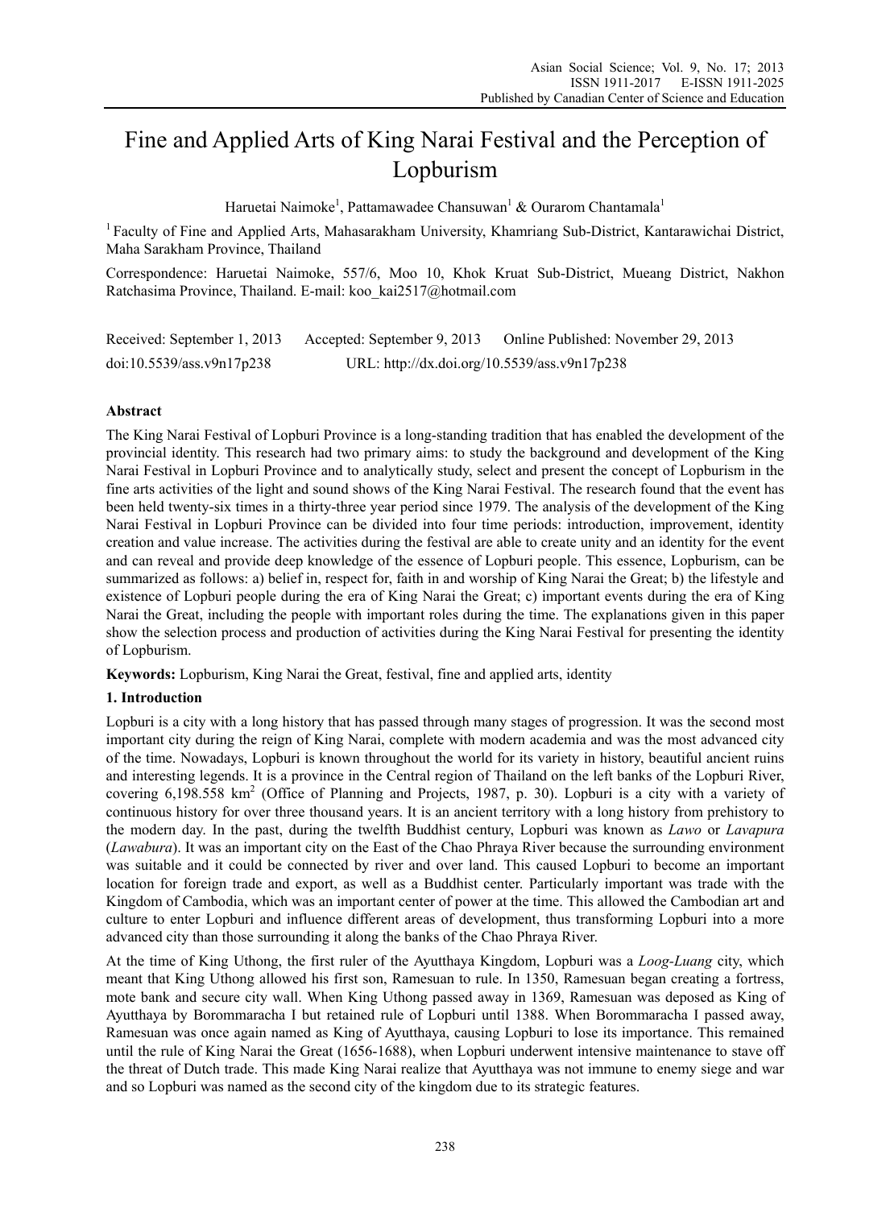# Fine and Applied Arts of King Narai Festival and the Perception of Lopburism

Haruetai Naimoke[1], Pattamawadee Chansuwan[1] & Ourarom Chantamala[1]

[1] Faculty of Fine and Applied Arts, Mahasarakham University, Khamriang Sub-District, Kantarawichai District, Maha Sarakham Province, Thailand

Correspondence: Haruetai Naimoke, 557/6, Moo 10, Khok Kruat Sub-District, Mueang District, Nakhon Ratchasima Province, Thailand. E-mail: koo_kai2517@hotmail.com

Received: September 1, 2013 Accepted: September 9, 2013 Online Published: November 29, 2013

doi:10.5539/ass.v9n17p238 URL: http://dx.doi.org/10.5539/ass.v9n17p238

## Abstract

The King Narai Festival of Lopburi Province is a long-standing tradition that has enabled the development of the provincial identity. This research had two primary aims: to study the background and development of the King Narai Festival in Lopburi Province and to analytically study, select and present the concept of Lopburism in the fine arts activities of the light and sound shows of the King Narai Festival. The research found that the event has been held twenty-six times in a thirty-three year period since 1979. The analysis of the development of the King Narai Festival in Lopburi Province can be divided into four time periods: introduction, improvement, identity creation and value increase. The activities during the festival are able to create unity and an identity for the event and can reveal and provide deep knowledge of the essence of Lopburi people. This essence, Lopburism, can be summarized as follows: a) belief in, respect for, faith in and worship of King Narai the Great; b) the lifestyle and existence of Lopburi people during the era of King Narai the Great; c) important events during the era of King Narai the Great, including the people with important roles during the time. The explanations given in this paper show the selection process and production of activities during the King Narai Festival for presenting the identity of Lopburism.

**Keywords:** Lopburism, King Narai the Great, festival, fine and applied arts, identity

## 1. Introduction

Lopburi is a city with a long history that has passed through many stages of progression. It was the second most important city during the reign of King Narai, complete with modern academia and was the most advanced city of the time. Nowadays, Lopburi is known throughout the world for its variety in history, beautiful ancient ruins and interesting legends. It is a province in the Central region of Thailand on the left banks of the Lopburi River, covering 6,198.558 km$^2$ (Office of Planning and Projects, 1987, p. 30). Lopburi is a city with a variety of continuous history for over three thousand years. It is an ancient territory with a long history from prehistory to the modern day. In the past, during the twelfth Buddhist century, Lopburi was known as *Lawo* or *Lavapura* (*Lawabura*). It was an important city on the East of the Chao Phraya River because the surrounding environment was suitable and it could be connected by river and over land. This caused Lopburi to become an important location for foreign trade and export, as well as a Buddhist center. Particularly important was trade with the Kingdom of Cambodia, which was an important center of power at the time. This allowed the Cambodian art and culture to enter Lopburi and influence different areas of development, thus transforming Lopburi into a more advanced city than those surrounding it along the banks of the Chao Phraya River.

At the time of King Uthong, the first ruler of the Ayutthaya Kingdom, Lopburi was a *Loog-Luang* city, which meant that King Uthong allowed his first son, Ramesuan to rule. In 1350, Ramesuan began creating a fortress, mote bank and secure city wall. When King Uthong passed away in 1369, Ramesuan was deposed as King of Ayutthaya by Borommaracha I but retained rule of Lopburi until 1388. When Borommaracha I passed away, Ramesuan was once again named as King of Ayutthaya, causing Lopburi to lose its importance. This remained until the rule of King Narai the Great (1656-1688), when Lopburi underwent intensive maintenance to stave off the threat of Dutch trade. This made King Narai realize that Ayutthaya was not immune to enemy siege and war and so Lopburi was named as the second city of the kingdom due to its strategic features.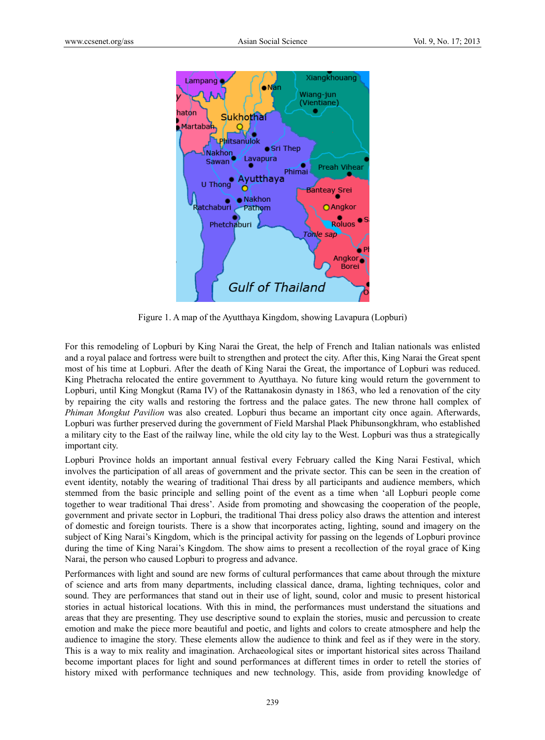Figure 1. A map of the Ayutthaya Kingdom, showing Lavapura (Lopburi)

For this remodeling of Lopburi by King Narai the Great, the help of French and Italian nationals was enlisted and a royal palace and fortress were built to strengthen and protect the city. After this, King Narai the Great spent most of his time at Lopburi. After the death of King Narai the Great, the importance of Lopburi was reduced. King Phetracha relocated the entire government to Ayutthaya. No future king would return the government to Lopburi, until King Mongkut (Rama IV) of the Rattanakosin dynasty in 1863, who led a renovation of the city by repairing the city walls and restoring the fortress and the palace gates. The new throne hall complex of *Phiman Mongkut Pavilion* was also created. Lopburi thus became an important city once again. Afterwards, Lopburi was further preserved during the government of Field Marshal Plaek Phibunsongkhram, who established a military city to the East of the railway line, while the old city lay to the West. Lopburi was thus a strategically important city.

Lopburi Province holds an important annual festival every February called the King Narai Festival, which involves the participation of all areas of government and the private sector. This can be seen in the creation of event identity, notably the wearing of traditional Thai dress by all participants and audience members, which stemmed from the basic principle and selling point of the event as a time when 'all Lopburi people come together to wear traditional Thai dress'. Aside from promoting and showcasing the cooperation of the people, government and private sector in Lopburi, the traditional Thai dress policy also draws the attention and interest of domestic and foreign tourists. There is a show that incorporates acting, lighting, sound and imagery on the subject of King Narai's Kingdom, which is the principal activity for passing on the legends of Lopburi province during the time of King Narai's Kingdom. The show aims to present a recollection of the royal grace of King Narai, the person who caused Lopburi to progress and advance.

Performances with light and sound are new forms of cultural performances that came about through the mixture of science and arts from many departments, including classical dance, drama, lighting techniques, color and sound. They are performances that stand out in their use of light, sound, color and music to present historical stories in actual historical locations. With this in mind, the performances must understand the situations and areas that they are presenting. They use descriptive sound to explain the stories, music and percussion to create emotion and make the piece more beautiful and poetic, and lights and colors to create atmosphere and help the audience to imagine the story. These elements allow the audience to think and feel as if they were in the story. This is a way to mix reality and imagination. Archaeological sites or important historical sites across Thailand become important places for light and sound performances at different times in order to retell the stories of history mixed with performance techniques and new technology. This, aside from providing knowledge of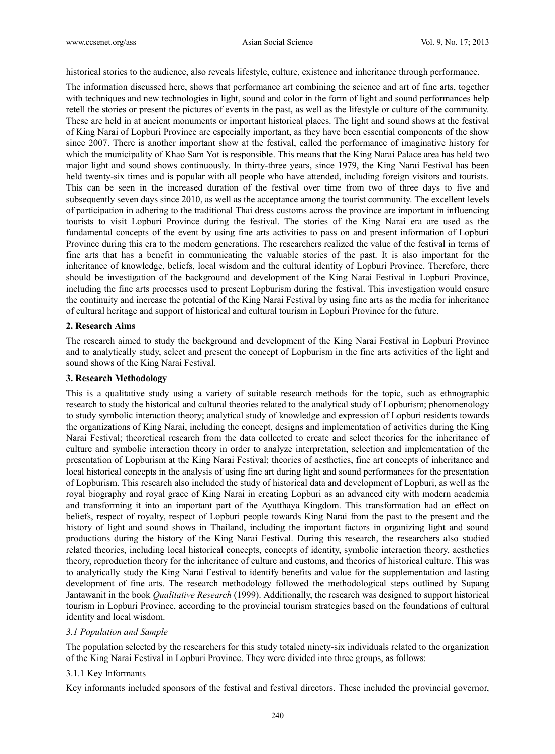historical stories to the audience, also reveals lifestyle, culture, existence and inheritance through performance.

The information discussed here, shows that performance art combining the science and art of fine arts, together with techniques and new technologies in light, sound and color in the form of light and sound performances help retell the stories or present the pictures of events in the past, as well as the lifestyle or culture of the community. These are held in at ancient monuments or important historical places. The light and sound shows at the festival of King Narai of Lopburi Province are especially important, as they have been essential components of the show since 2007. There is another important show at the festival, called the performance of imaginative history for which the municipality of Khao Sam Yot is responsible. This means that the King Narai Palace area has held two major light and sound shows continuously. In thirty-three years, since 1979, the King Narai Festival has been held twenty-six times and is popular with all people who have attended, including foreign visitors and tourists. This can be seen in the increased duration of the festival over time from two of three days to five and subsequently seven days since 2010, as well as the acceptance among the tourist community. The excellent levels of participation in adhering to the traditional Thai dress customs across the province are important in influencing tourists to visit Lopburi Province during the festival. The stories of the King Narai era are used as the fundamental concepts of the event by using fine arts activities to pass on and present information of Lopburi Province during this era to the modern generations. The researchers realized the value of the festival in terms of fine arts that has a benefit in communicating the valuable stories of the past. It is also important for the inheritance of knowledge, beliefs, local wisdom and the cultural identity of Lopburi Province. Therefore, there should be investigation of the background and development of the King Narai Festival in Lopburi Province, including the fine arts processes used to present Lopburism during the festival. This investigation would ensure the continuity and increase the potential of the King Narai Festival by using fine arts as the media for inheritance of cultural heritage and support of historical and cultural tourism in Lopburi Province for the future.

## 2. Research Aims

The research aimed to study the background and development of the King Narai Festival in Lopburi Province and to analytically study, select and present the concept of Lopburism in the fine arts activities of the light and sound shows of the King Narai Festival.

## 3. Research Methodology

This is a qualitative study using a variety of suitable research methods for the topic, such as ethnographic research to study the historical and cultural theories related to the analytical study of Lopburism; phenomenology to study symbolic interaction theory; analytical study of knowledge and expression of Lopburi residents towards the organizations of King Narai, including the concept, designs and implementation of activities during the King Narai Festival; theoretical research from the data collected to create and select theories for the inheritance of culture and symbolic interaction theory in order to analyze interpretation, selection and implementation of the presentation of Lopburism at the King Narai Festival; theories of aesthetics, fine art concepts of inheritance and local historical concepts in the analysis of using fine art during light and sound performances for the presentation of Lopburism. This research also included the study of historical data and development of Lopburi, as well as the royal biography and royal grace of King Narai in creating Lopburi as an advanced city with modern academia and transforming it into an important part of the Ayutthaya Kingdom. This transformation had an effect on beliefs, respect of royalty, respect of Lopburi people towards King Narai from the past to the present and the history of light and sound shows in Thailand, including the important factors in organizing light and sound productions during the history of the King Narai Festival. During this research, the researchers also studied related theories, including local historical concepts, concepts of identity, symbolic interaction theory, aesthetics theory, reproduction theory for the inheritance of culture and customs, and theories of historical culture. This was to analytically study the King Narai Festival to identify benefits and value for the supplementation and lasting development of fine arts. The research methodology followed the methodological steps outlined by Supang Jantawanit in the book *Qualitative Research* (1999). Additionally, the research was designed to support historical tourism in Lopburi Province, according to the provincial tourism strategies based on the foundations of cultural identity and local wisdom.

### *3.1 Population and Sample*

The population selected by the researchers for this study totaled ninety-six individuals related to the organization of the King Narai Festival in Lopburi Province. They were divided into three groups, as follows:

#### 3.1.1 Key Informants

Key informants included sponsors of the festival and festival directors. These included the provincial governor,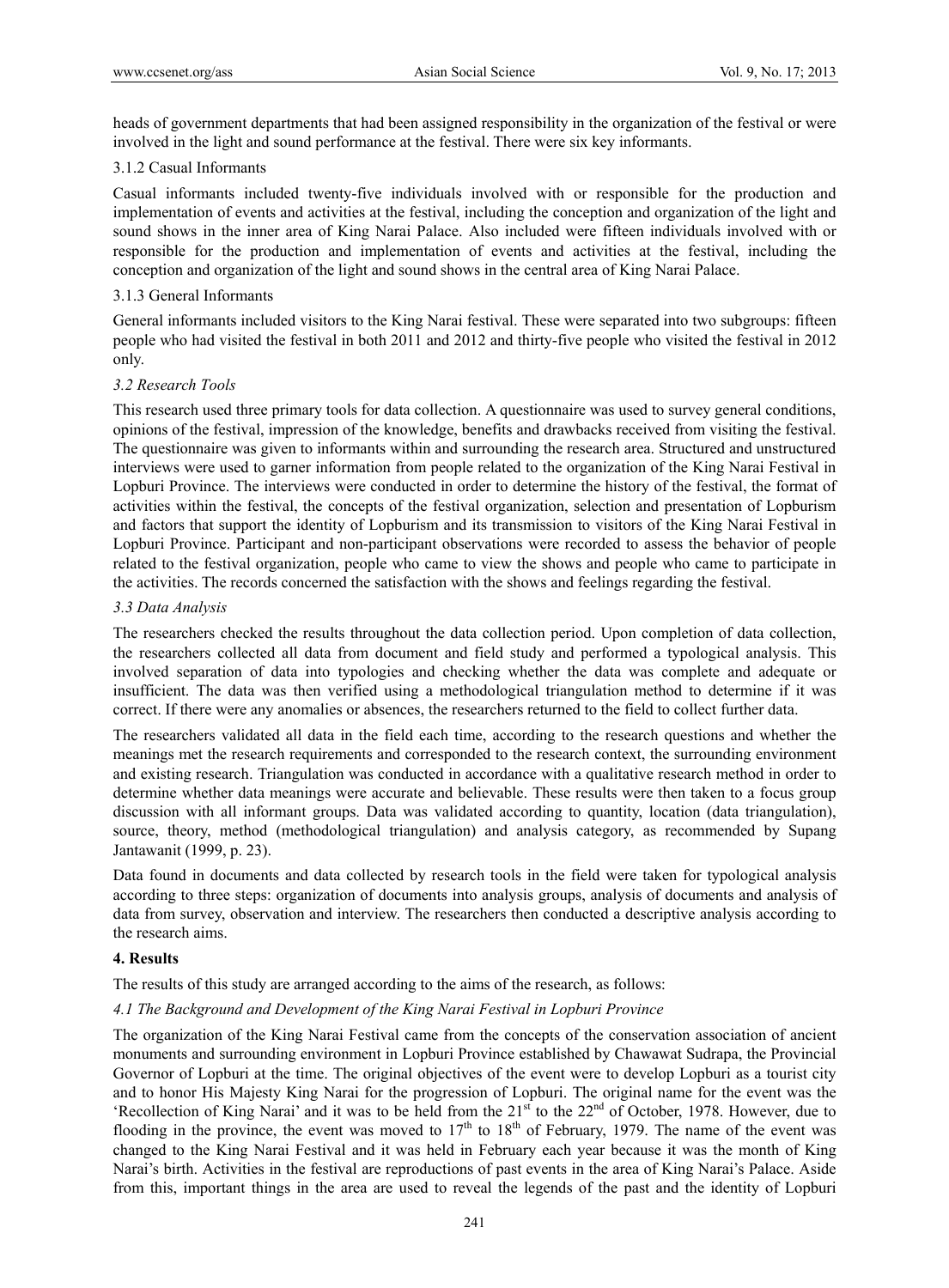heads of government departments that had been assigned responsibility in the organization of the festival or were involved in the light and sound performance at the festival. There were six key informants.

3.1.2 Casual Informants

Casual informants included twenty-five individuals involved with or responsible for the production and implementation of events and activities at the festival, including the conception and organization of the light and sound shows in the inner area of King Narai Palace. Also included were fifteen individuals involved with or responsible for the production and implementation of events and activities at the festival, including the conception and organization of the light and sound shows in the central area of King Narai Palace.

3.1.3 General Informants

General informants included visitors to the King Narai festival. These were separated into two subgroups: fifteen people who had visited the festival in both 2011 and 2012 and thirty-five people who visited the festival in 2012 only.

### *3.2 Research Tools*

This research used three primary tools for data collection. A questionnaire was used to survey general conditions, opinions of the festival, impression of the knowledge, benefits and drawbacks received from visiting the festival. The questionnaire was given to informants within and surrounding the research area. Structured and unstructured interviews were used to garner information from people related to the organization of the King Narai Festival in Lopburi Province. The interviews were conducted in order to determine the history of the festival, the format of activities within the festival, the concepts of the festival organization, selection and presentation of Lopburism and factors that support the identity of Lopburism and its transmission to visitors of the King Narai Festival in Lopburi Province. Participant and non-participant observations were recorded to assess the behavior of people related to the festival organization, people who came to view the shows and people who came to participate in the activities. The records concerned the satisfaction with the shows and feelings regarding the festival.

### *3.3 Data Analysis*

The researchers checked the results throughout the data collection period. Upon completion of data collection, the researchers collected all data from document and field study and performed a typological analysis. This involved separation of data into typologies and checking whether the data was complete and adequate or insufficient. The data was then verified using a methodological triangulation method to determine if it was correct. If there were any anomalies or absences, the researchers returned to the field to collect further data.

The researchers validated all data in the field each time, according to the research questions and whether the meanings met the research requirements and corresponded to the research context, the surrounding environment and existing research. Triangulation was conducted in accordance with a qualitative research method in order to determine whether data meanings were accurate and believable. These results were then taken to a focus group discussion with all informant groups. Data was validated according to quantity, location (data triangulation), source, theory, method (methodological triangulation) and analysis category, as recommended by Supang Jantawanit (1999, p. 23).

Data found in documents and data collected by research tools in the field were taken for typological analysis according to three steps: organization of documents into analysis groups, analysis of documents and analysis of data from survey, observation and interview. The researchers then conducted a descriptive analysis according to the research aims.

## **4. Results**

The results of this study are arranged according to the aims of the research, as follows:

### *4.1 The Background and Development of the King Narai Festival in Lopburi Province*

The organization of the King Narai Festival came from the concepts of the conservation association of ancient monuments and surrounding environment in Lopburi Province established by Chawawat Sudrapa, the Provincial Governor of Lopburi at the time. The original objectives of the event were to develop Lopburi as a tourist city and to honor His Majesty King Narai for the progression of Lopburi. The original name for the event was the 'Recollection of King Narai' and it was to be held from the 21st to the 22nd of October, 1978. However, due to flooding in the province, the event was moved to 17th to 18th of February, 1979. The name of the event was changed to the King Narai Festival and it was held in February each year because it was the month of King Narai's birth. Activities in the festival are reproductions of past events in the area of King Narai's Palace. Aside from this, important things in the area are used to reveal the legends of the past and the identity of Lopburi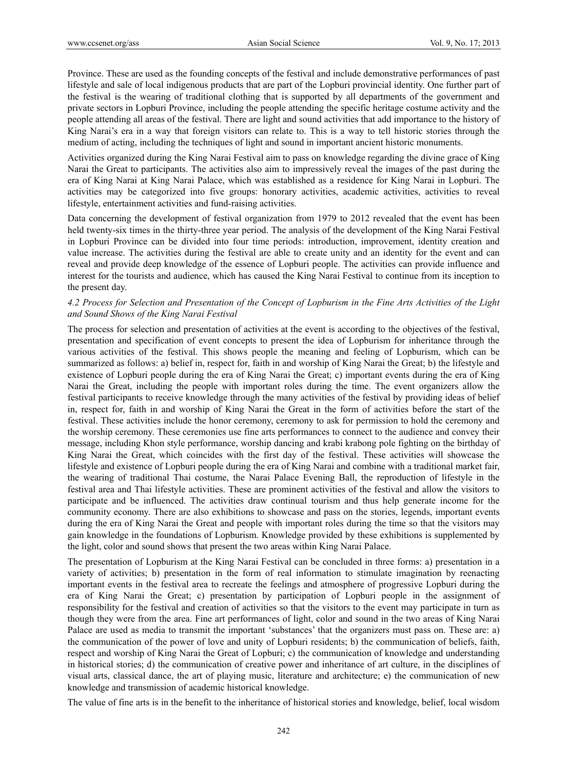Province. These are used as the founding concepts of the festival and include demonstrative performances of past lifestyle and sale of local indigenous products that are part of the Lopburi provincial identity. One further part of the festival is the wearing of traditional clothing that is supported by all departments of the government and private sectors in Lopburi Province, including the people attending the specific heritage costume activity and the people attending all areas of the festival. There are light and sound activities that add importance to the history of King Narai's era in a way that foreign visitors can relate to. This is a way to tell historic stories through the medium of acting, including the techniques of light and sound in important ancient historic monuments.

Activities organized during the King Narai Festival aim to pass on knowledge regarding the divine grace of King Narai the Great to participants. The activities also aim to impressively reveal the images of the past during the era of King Narai at King Narai Palace, which was established as a residence for King Narai in Lopburi. The activities may be categorized into five groups: honorary activities, academic activities, activities to reveal lifestyle, entertainment activities and fund-raising activities.

Data concerning the development of festival organization from 1979 to 2012 revealed that the event has been held twenty-six times in the thirty-three year period. The analysis of the development of the King Narai Festival in Lopburi Province can be divided into four time periods: introduction, improvement, identity creation and value increase. The activities during the festival are able to create unity and an identity for the event and can reveal and provide deep knowledge of the essence of Lopburi people. The activities can provide influence and interest for the tourists and audience, which has caused the King Narai Festival to continue from its inception to the present day.

### *4.2 Process for Selection and Presentation of the Concept of Lopburism in the Fine Arts Activities of the Light and Sound Shows of the King Narai Festival*

The process for selection and presentation of activities at the event is according to the objectives of the festival, presentation and specification of event concepts to present the idea of Lopburism for inheritance through the various activities of the festival. This shows people the meaning and feeling of Lopburism, which can be summarized as follows: a) belief in, respect for, faith in and worship of King Narai the Great; b) the lifestyle and existence of Lopburi people during the era of King Narai the Great; c) important events during the era of King Narai the Great, including the people with important roles during the time. The event organizers allow the festival participants to receive knowledge through the many activities of the festival by providing ideas of belief in, respect for, faith in and worship of King Narai the Great in the form of activities before the start of the festival. These activities include the honor ceremony, ceremony to ask for permission to hold the ceremony and the worship ceremony. These ceremonies use fine arts performances to connect to the audience and convey their message, including Khon style performance, worship dancing and krabi krabong pole fighting on the birthday of King Narai the Great, which coincides with the first day of the festival. These activities will showcase the lifestyle and existence of Lopburi people during the era of King Narai and combine with a traditional market fair, the wearing of traditional Thai costume, the Narai Palace Evening Ball, the reproduction of lifestyle in the festival area and Thai lifestyle activities. These are prominent activities of the festival and allow the visitors to participate and be influenced. The activities draw continual tourism and thus help generate income for the community economy. There are also exhibitions to showcase and pass on the stories, legends, important events during the era of King Narai the Great and people with important roles during the time so that the visitors may gain knowledge in the foundations of Lopburism. Knowledge provided by these exhibitions is supplemented by the light, color and sound shows that present the two areas within King Narai Palace.

The presentation of Lopburism at the King Narai Festival can be concluded in three forms: a) presentation in a variety of activities; b) presentation in the form of real information to stimulate imagination by reenacting important events in the festival area to recreate the feelings and atmosphere of progressive Lopburi during the era of King Narai the Great; c) presentation by participation of Lopburi people in the assignment of responsibility for the festival and creation of activities so that the visitors to the event may participate in turn as though they were from the area. Fine art performances of light, color and sound in the two areas of King Narai Palace are used as media to transmit the important 'substances' that the organizers must pass on. These are: a) the communication of the power of love and unity of Lopburi residents; b) the communication of beliefs, faith, respect and worship of King Narai the Great of Lopburi; c) the communication of knowledge and understanding in historical stories; d) the communication of creative power and inheritance of art culture, in the disciplines of visual arts, classical dance, the art of playing music, literature and architecture; e) the communication of new knowledge and transmission of academic historical knowledge.

The value of fine arts is in the benefit to the inheritance of historical stories and knowledge, belief, local wisdom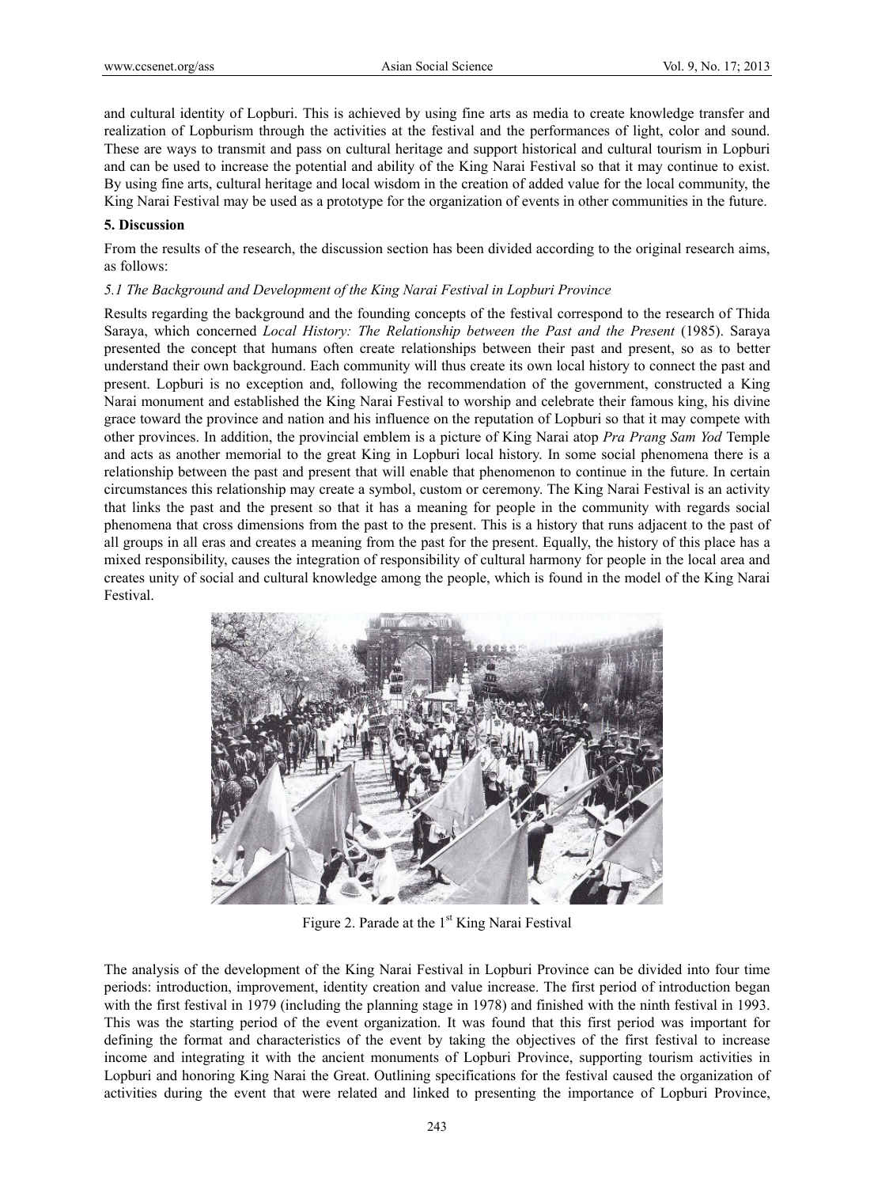and cultural identity of Lopburi. This is achieved by using fine arts as media to create knowledge transfer and realization of Lopburism through the activities at the festival and the performances of light, color and sound. These are ways to transmit and pass on cultural heritage and support historical and cultural tourism in Lopburi and can be used to increase the potential and ability of the King Narai Festival so that it may continue to exist. By using fine arts, cultural heritage and local wisdom in the creation of added value for the local community, the King Narai Festival may be used as a prototype for the organization of events in other communities in the future.

## 5. Discussion

From the results of the research, the discussion section has been divided according to the original research aims, as follows:

### *5.1 The Background and Development of the King Narai Festival in Lopburi Province*

Results regarding the background and the founding concepts of the festival correspond to the research of Thida Saraya, which concerned *Local History: The Relationship between the Past and the Present* (1985). Saraya presented the concept that humans often create relationships between their past and present, so as to better understand their own background. Each community will thus create its own local history to connect the past and present. Lopburi is no exception and, following the recommendation of the government, constructed a King Narai monument and established the King Narai Festival to worship and celebrate their famous king, his divine grace toward the province and nation and his influence on the reputation of Lopburi so that it may compete with other provinces. In addition, the provincial emblem is a picture of King Narai atop *Pra Prang Sam Yod* Temple and acts as another memorial to the great King in Lopburi local history. In some social phenomena there is a relationship between the past and present that will enable that phenomenon to continue in the future. In certain circumstances this relationship may create a symbol, custom or ceremony. The King Narai Festival is an activity that links the past and the present so that it has a meaning for people in the community with regards social phenomena that cross dimensions from the past to the present. This is a history that runs adjacent to the past of all groups in all eras and creates a meaning from the past for the present. Equally, the history of this place has a mixed responsibility, causes the integration of responsibility of cultural harmony for people in the local area and creates unity of social and cultural knowledge among the people, which is found in the model of the King Narai Festival.

Figure 2. Parade at the 1st King Narai Festival

The analysis of the development of the King Narai Festival in Lopburi Province can be divided into four time periods: introduction, improvement, identity creation and value increase. The first period of introduction began with the first festival in 1979 (including the planning stage in 1978) and finished with the ninth festival in 1993. This was the starting period of the event organization. It was found that this first period was important for defining the format and characteristics of the event by taking the objectives of the first festival to increase income and integrating it with the ancient monuments of Lopburi Province, supporting tourism activities in Lopburi and honoring King Narai the Great. Outlining specifications for the festival caused the organization of activities during the event that were related and linked to presenting the importance of Lopburi Province,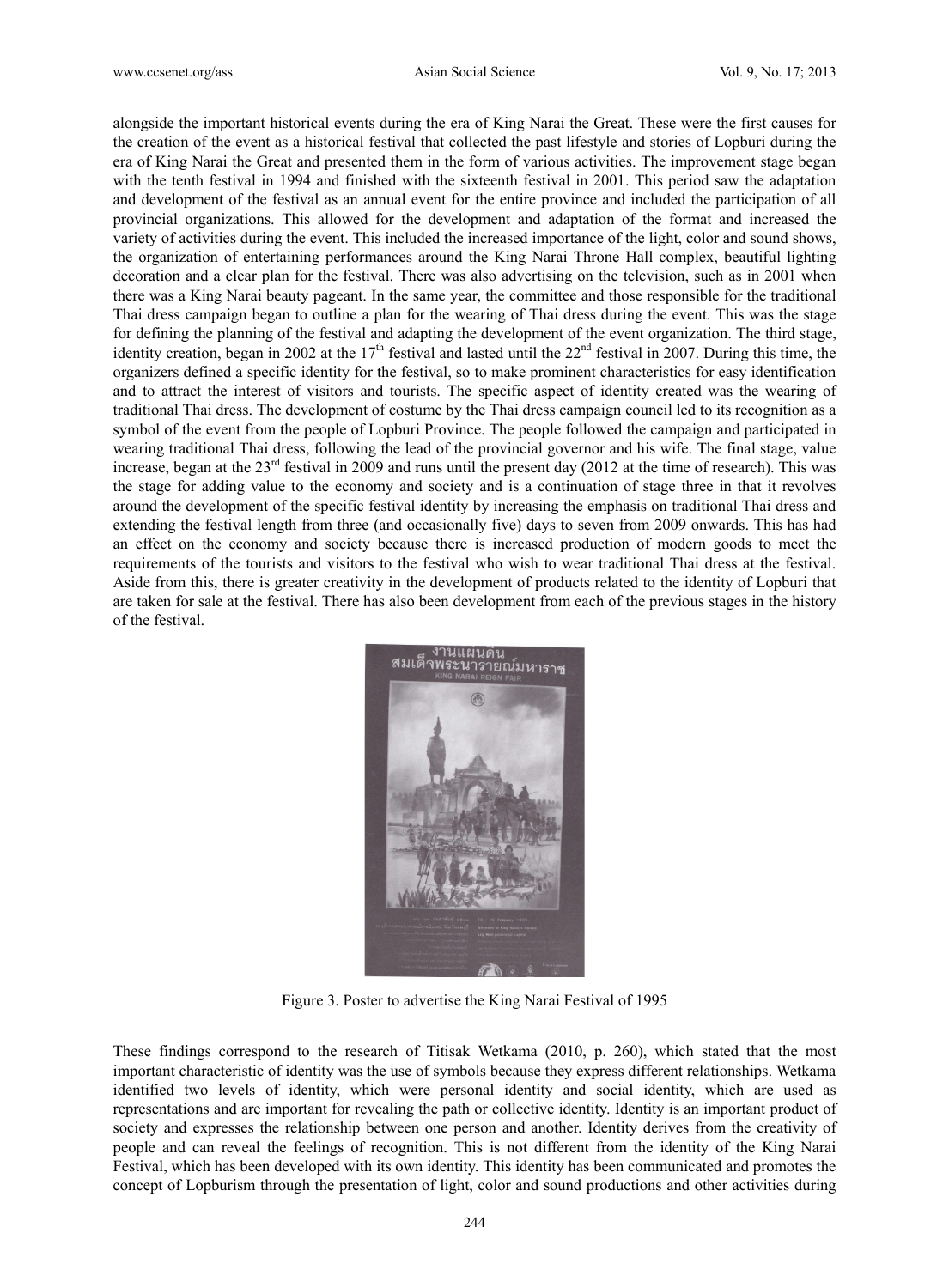alongside the important historical events during the era of King Narai the Great. These were the first causes for the creation of the event as a historical festival that collected the past lifestyle and stories of Lopburi during the era of King Narai the Great and presented them in the form of various activities. The improvement stage began with the tenth festival in 1994 and finished with the sixteenth festival in 2001. This period saw the adaptation and development of the festival as an annual event for the entire province and included the participation of all provincial organizations. This allowed for the development and adaptation of the format and increased the variety of activities during the event. This included the increased importance of the light, color and sound shows, the organization of entertaining performances around the King Narai Throne Hall complex, beautiful lighting decoration and a clear plan for the festival. There was also advertising on the television, such as in 2001 when there was a King Narai beauty pageant. In the same year, the committee and those responsible for the traditional Thai dress campaign began to outline a plan for the wearing of Thai dress during the event. This was the stage for defining the planning of the festival and adapting the development of the event organization. The third stage, identity creation, began in 2002 at the 17th festival and lasted until the 22nd festival in 2007. During this time, the organizers defined a specific identity for the festival, so to make prominent characteristics for easy identification and to attract the interest of visitors and tourists. The specific aspect of identity created was the wearing of traditional Thai dress. The development of costume by the Thai dress campaign council led to its recognition as a symbol of the event from the people of Lopburi Province. The people followed the campaign and participated in wearing traditional Thai dress, following the lead of the provincial governor and his wife. The final stage, value increase, began at the 23rd festival in 2009 and runs until the present day (2012 at the time of research). This was the stage for adding value to the economy and society and is a continuation of stage three in that it revolves around the development of the specific festival identity by increasing the emphasis on traditional Thai dress and extending the festival length from three (and occasionally five) days to seven from 2009 onwards. This has had an effect on the economy and society because there is increased production of modern goods to meet the requirements of the tourists and visitors to the festival who wish to wear traditional Thai dress at the festival. Aside from this, there is greater creativity in the development of products related to the identity of Lopburi that are taken for sale at the festival. There has also been development from each of the previous stages in the history of the festival.

Figure 3. Poster to advertise the King Narai Festival of 1995

These findings correspond to the research of Titisak Wetkama (2010, p. 260), which stated that the most important characteristic of identity was the use of symbols because they express different relationships. Wetkama identified two levels of identity, which were personal identity and social identity, which are used as representations and are important for revealing the path or collective identity. Identity is an important product of society and expresses the relationship between one person and another. Identity derives from the creativity of people and can reveal the feelings of recognition. This is not different from the identity of the King Narai Festival, which has been developed with its own identity. This identity has been communicated and promotes the concept of Lopburism through the presentation of light, color and sound productions and other activities during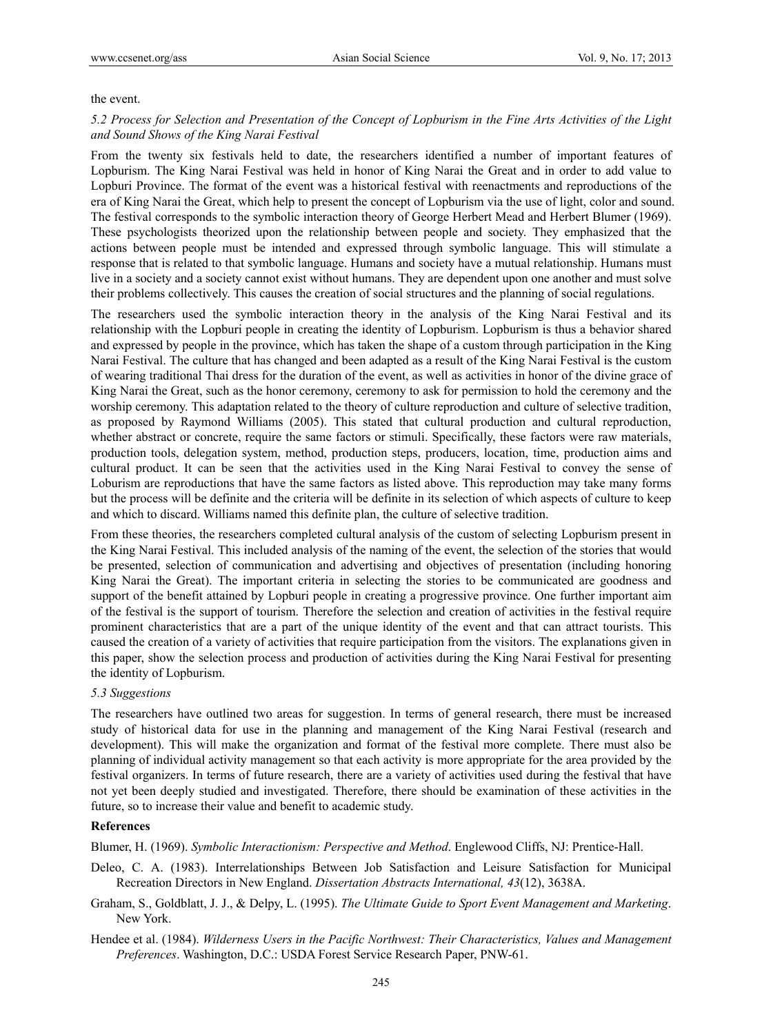the event.

### *5.2 Process for Selection and Presentation of the Concept of Lopburism in the Fine Arts Activities of the Light and Sound Shows of the King Narai Festival*

From the twenty six festivals held to date, the researchers identified a number of important features of Lopburism. The King Narai Festival was held in honor of King Narai the Great and in order to add value to Lopburi Province. The format of the event was a historical festival with reenactments and reproductions of the era of King Narai the Great, which help to present the concept of Lopburism via the use of light, color and sound. The festival corresponds to the symbolic interaction theory of George Herbert Mead and Herbert Blumer (1969). These psychologists theorized upon the relationship between people and society. They emphasized that the actions between people must be intended and expressed through symbolic language. This will stimulate a response that is related to that symbolic language. Humans and society have a mutual relationship. Humans must live in a society and a society cannot exist without humans. They are dependent upon one another and must solve their problems collectively. This causes the creation of social structures and the planning of social regulations.

The researchers used the symbolic interaction theory in the analysis of the King Narai Festival and its relationship with the Lopburi people in creating the identity of Lopburism. Lopburism is thus a behavior shared and expressed by people in the province, which has taken the shape of a custom through participation in the King Narai Festival. The culture that has changed and been adapted as a result of the King Narai Festival is the custom of wearing traditional Thai dress for the duration of the event, as well as activities in honor of the divine grace of King Narai the Great, such as the honor ceremony, ceremony to ask for permission to hold the ceremony and the worship ceremony. This adaptation related to the theory of culture reproduction and culture of selective tradition, as proposed by Raymond Williams (2005). This stated that cultural production and cultural reproduction, whether abstract or concrete, require the same factors or stimuli. Specifically, these factors were raw materials, production tools, delegation system, method, production steps, producers, location, time, production aims and cultural product. It can be seen that the activities used in the King Narai Festival to convey the sense of Loburism are reproductions that have the same factors as listed above. This reproduction may take many forms but the process will be definite and the criteria will be definite in its selection of which aspects of culture to keep and which to discard. Williams named this definite plan, the culture of selective tradition.

From these theories, the researchers completed cultural analysis of the custom of selecting Lopburism present in the King Narai Festival. This included analysis of the naming of the event, the selection of the stories that would be presented, selection of communication and advertising and objectives of presentation (including honoring King Narai the Great). The important criteria in selecting the stories to be communicated are goodness and support of the benefit attained by Lopburi people in creating a progressive province. One further important aim of the festival is the support of tourism. Therefore the selection and creation of activities in the festival require prominent characteristics that are a part of the unique identity of the event and that can attract tourists. This caused the creation of a variety of activities that require participation from the visitors. The explanations given in this paper, show the selection process and production of activities during the King Narai Festival for presenting the identity of Lopburism.

### *5.3 Suggestions*

The researchers have outlined two areas for suggestion. In terms of general research, there must be increased study of historical data for use in the planning and management of the King Narai Festival (research and development). This will make the organization and format of the festival more complete. There must also be planning of individual activity management so that each activity is more appropriate for the area provided by the festival organizers. In terms of future research, there are a variety of activities used during the festival that have not yet been deeply studied and investigated. Therefore, there should be examination of these activities in the future, so to increase their value and benefit to academic study.

## References

Blumer, H. (1969). *Symbolic Interactionism: Perspective and Method*. Englewood Cliffs, NJ: Prentice-Hall.

Deleo, C. A. (1983). Interrelationships Between Job Satisfaction and Leisure Satisfaction for Municipal Recreation Directors in New England. *Dissertation Abstracts International, 43*(12), 3638A.

Graham, S., Goldblatt, J. J., & Delpy, L. (1995). *The Ultimate Guide to Sport Event Management and Marketing*. New York.

Hendee et al. (1984). *Wilderness Users in the Pacific Northwest: Their Characteristics, Values and Management Preferences*. Washington, D.C.: USDA Forest Service Research Paper, PNW-61.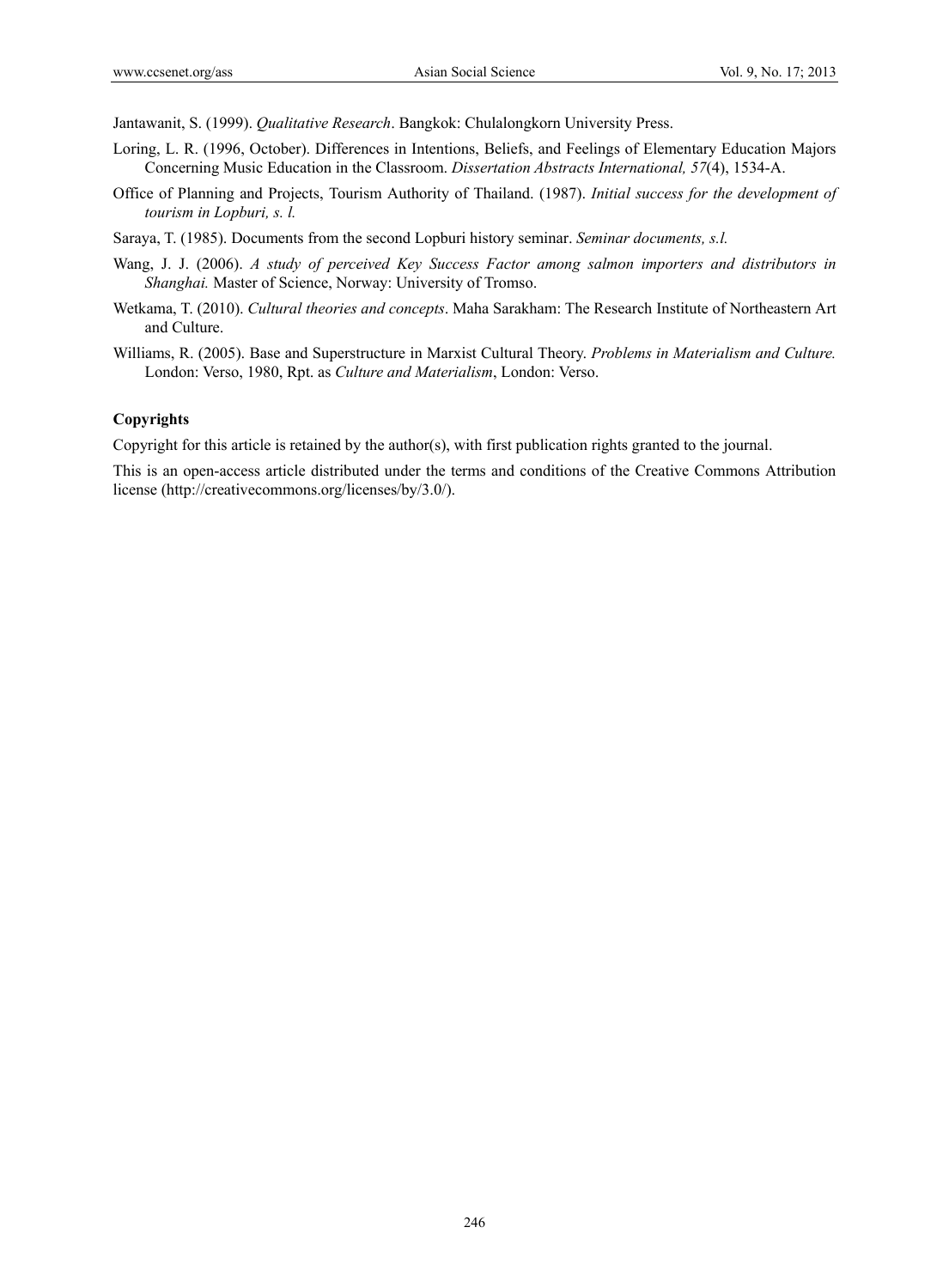Jantawanit, S. (1999). *Qualitative Research*. Bangkok: Chulalongkorn University Press.

Loring, L. R. (1996, October). Differences in Intentions, Beliefs, and Feelings of Elementary Education Majors Concerning Music Education in the Classroom. *Dissertation Abstracts International, 57*(4), 1534-A.

Office of Planning and Projects, Tourism Authority of Thailand. (1987). *Initial success for the development of tourism in Lopburi, s. l.*

Saraya, T. (1985). Documents from the second Lopburi history seminar. *Seminar documents, s.l.*

Wang, J. J. (2006). *A study of perceived Key Success Factor among salmon importers and distributors in Shanghai.* Master of Science, Norway: University of Tromso.

Wetkama, T. (2010). *Cultural theories and concepts*. Maha Sarakham: The Research Institute of Northeastern Art and Culture.

Williams, R. (2005). Base and Superstructure in Marxist Cultural Theory. *Problems in Materialism and Culture.* London: Verso, 1980, Rpt. as *Culture and Materialism*, London: Verso.

**Copyrights**

Copyright for this article is retained by the author(s), with first publication rights granted to the journal.

This is an open-access article distributed under the terms and conditions of the Creative Commons Attribution license (http://creativecommons.org/licenses/by/3.0/).